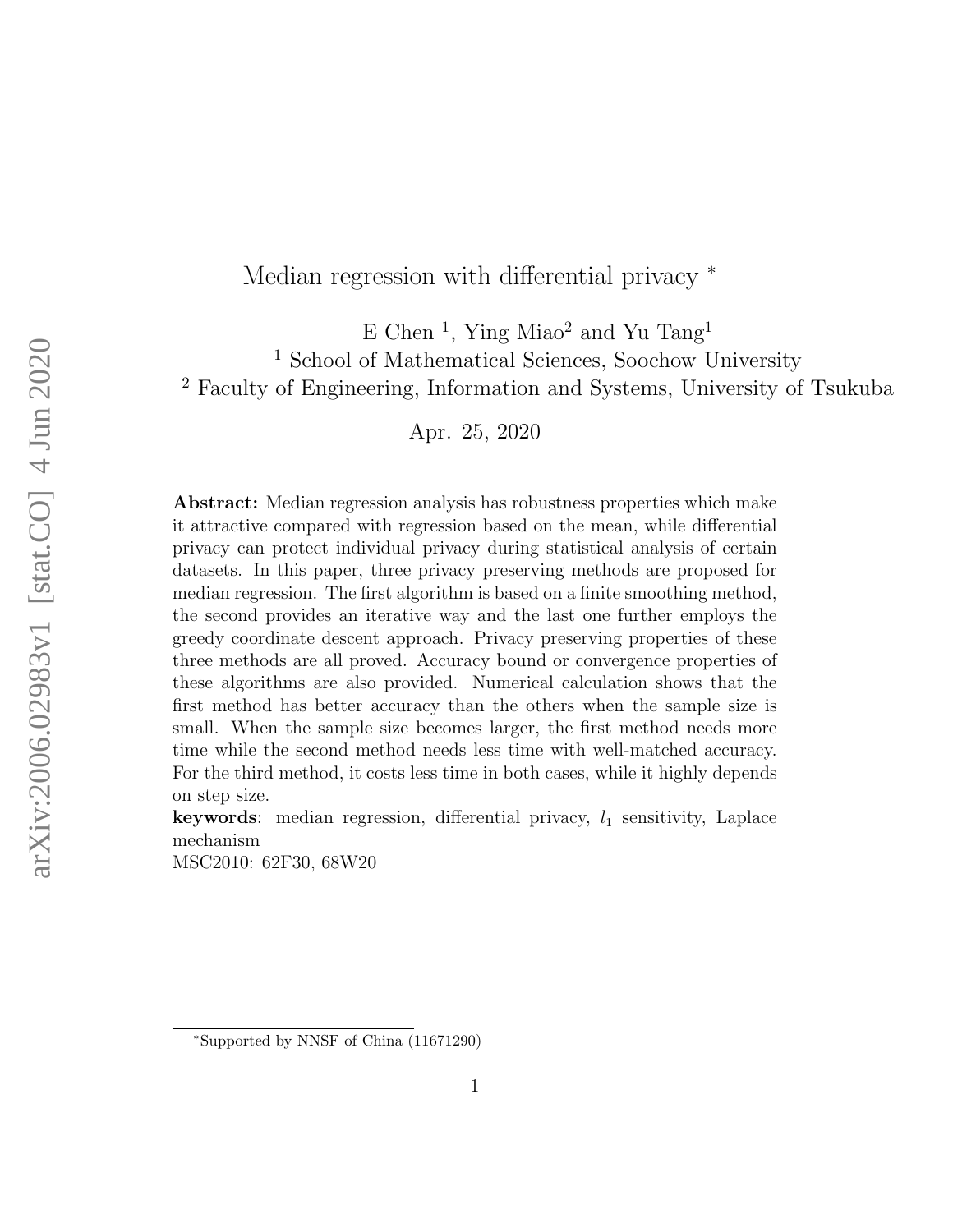# Median regression with differential privacy *

E Chen [1], Ying Miao[2] and Yu Tang[1]

[1] School of Mathematical Sciences, Soochow University

[2] Faculty of Engineering, Information and Systems, University of Tsukuba

Apr. 25, 2020

**Abstract:** Median regression analysis has robustness properties which make it attractive compared with regression based on the mean, while differential privacy can protect individual privacy during statistical analysis of certain datasets. In this paper, three privacy preserving methods are proposed for median regression. The first algorithm is based on a finite smoothing method, the second provides an iterative way and the last one further employs the greedy coordinate descent approach. Privacy preserving properties of these three methods are all proved. Accuracy bound or convergence properties of these algorithms are also provided. Numerical calculation shows that the first method has better accuracy than the others when the sample size is small. When the sample size becomes larger, the first method needs more time while the second method needs less time with well-matched accuracy. For the third method, it costs less time in both cases, while it highly depends on step size.

**keywords**: median regression, differential privacy, $l_1$ sensitivity, Laplace mechanism

MSC2010: 62F30, 68W20

*Supported by NNSF of China (11671290)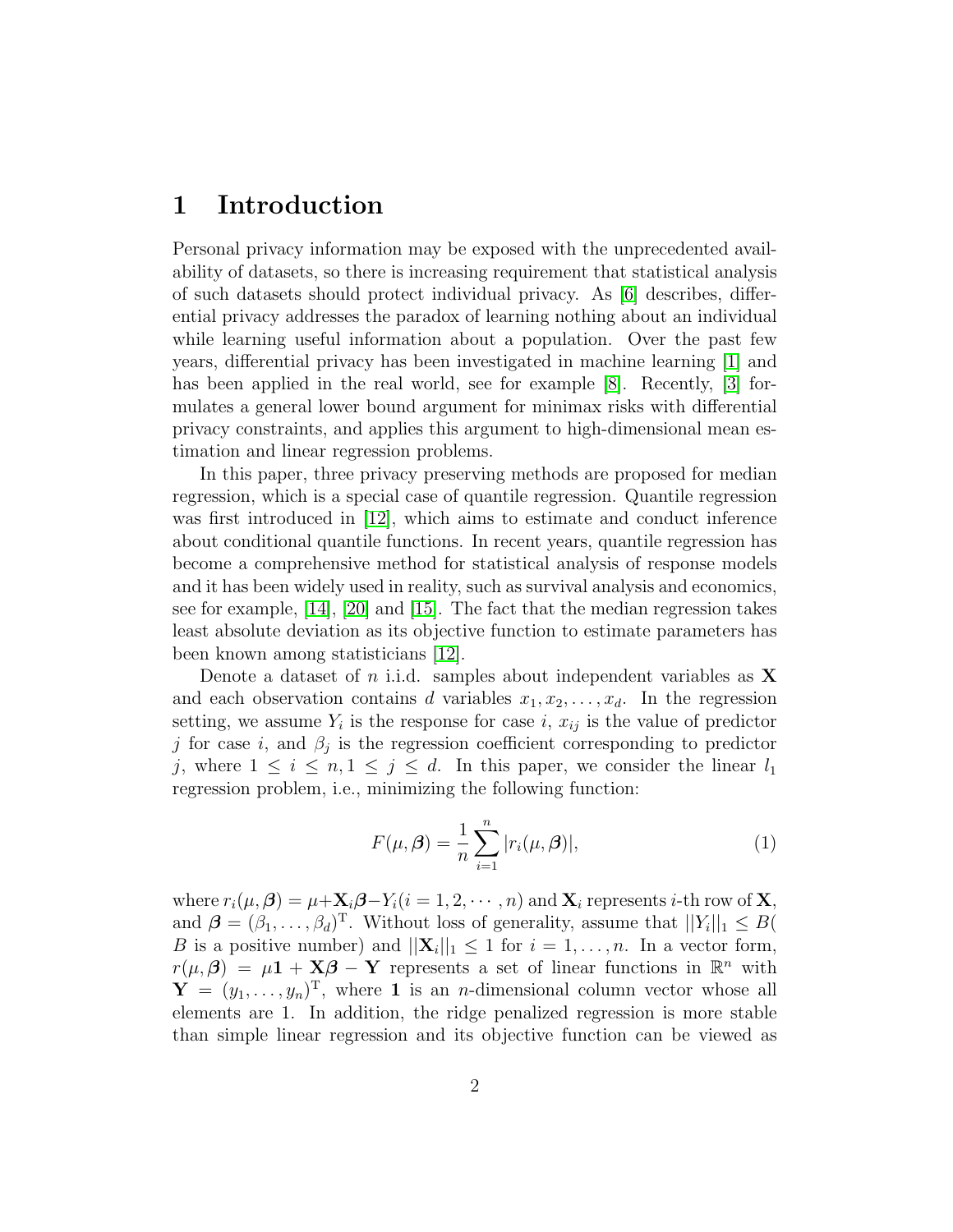# 1 Introduction

Personal privacy information may be exposed with the unprecedented availability of datasets, so there is increasing requirement that statistical analysis of such datasets should protect individual privacy. As [6] describes, differential privacy addresses the paradox of learning nothing about an individual while learning useful information about a population. Over the past few years, differential privacy has been investigated in machine learning [1] and has been applied in the real world, see for example [8]. Recently, [3] formulates a general lower bound argument for minimax risks with differential privacy constraints, and applies this argument to high-dimensional mean estimation and linear regression problems.

In this paper, three privacy preserving methods are proposed for median regression, which is a special case of quantile regression. Quantile regression was first introduced in [12], which aims to estimate and conduct inference about conditional quantile functions. In recent years, quantile regression has become a comprehensive method for statistical analysis of response models and it has been widely used in reality, such as survival analysis and economics, see for example, [14], [20] and [15]. The fact that the median regression takes least absolute deviation as its objective function to estimate parameters has been known among statisticians [12].

Denote a dataset of $n$ i.i.d. samples about independent variables as $\mathbf{X}$ and each observation contains $d$ variables $x_1, x_2, \ldots, x_d$. In the regression setting, we assume $Y_i$ is the response for case $i$, $x_{ij}$ is the value of predictor $j$ for case $i$, and $\beta_j$ is the regression coefficient corresponding to predictor $j$, where $1 \leq i \leq n, 1 \leq j \leq d$. In this paper, we consider the linear $l_1$ regression problem, i.e., minimizing the following function:

$$F(\mu, \boldsymbol{\beta}) = \frac{1}{n}\sum_{i=1}^{n} |r_i(\mu, \boldsymbol{\beta})|, \tag{1}$$

where $r_i(\mu, \boldsymbol{\beta}) = \mu + \mathbf{X}_i\boldsymbol{\beta} - Y_i (i = 1, 2, \cdots, n)$ and $\mathbf{X}_i$ represents $i$-th row of $\mathbf{X}$, and $\boldsymbol{\beta} = (\beta_1, \ldots, \beta_d)^{\mathrm{T}}$. Without loss of generality, assume that $||Y_i||_1 \leq B$( $B$ is a positive number) and $||\mathbf{X}_i||_1 \leq 1$ for $i = 1, \ldots, n$. In a vector form, $r(\mu, \boldsymbol{\beta}) = \mu\mathbf{1} + \mathbf{X}\boldsymbol{\beta} - \mathbf{Y}$ represents a set of linear functions in $\mathbb{R}^n$ with $\mathbf{Y} = (y_1, \ldots, y_n)^{\mathrm{T}}$, where $\mathbf{1}$ is an $n$-dimensional column vector whose all elements are 1. In addition, the ridge penalized regression is more stable than simple linear regression and its objective function can be viewed as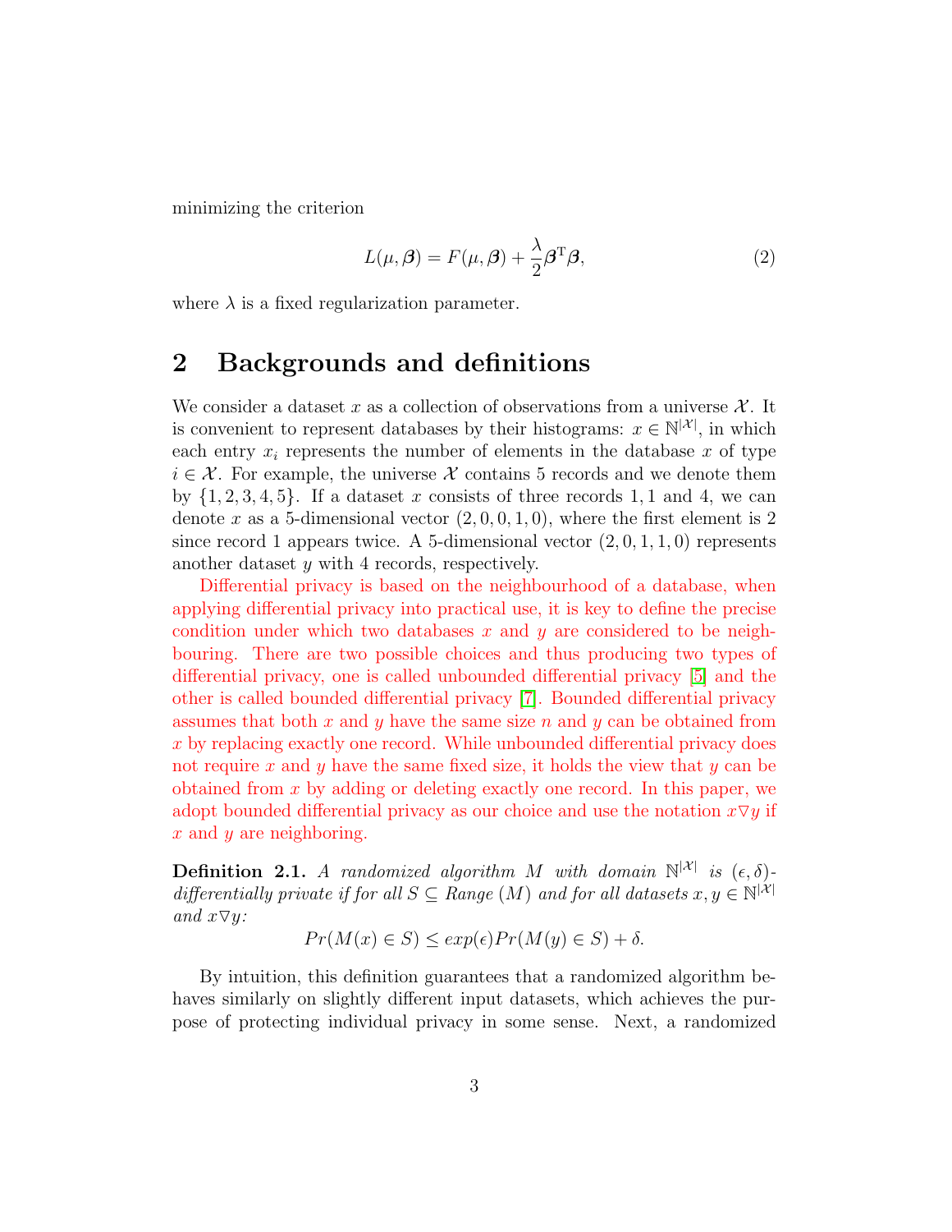minimizing the criterion

$$L(\mu, \boldsymbol{\beta}) = F(\mu, \boldsymbol{\beta}) + \frac{\lambda}{2}\boldsymbol{\beta}^{\mathrm{T}}\boldsymbol{\beta}, \tag{2}$$

where $\lambda$ is a fixed regularization parameter.

## 2 Backgrounds and definitions

We consider a dataset $x$ as a collection of observations from a universe $\mathcal{X}$. It is convenient to represent databases by their histograms: $x \in \mathbb{N}^{|\mathcal{X}|}$, in which each entry $x_i$ represents the number of elements in the database $x$ of type $i \in \mathcal{X}$. For example, the universe $\mathcal{X}$ contains 5 records and we denote them by $\{1, 2, 3, 4, 5\}$. If a dataset $x$ consists of three records 1, 1 and 4, we can denote $x$ as a 5-dimensional vector $(2, 0, 0, 1, 0)$, where the first element is 2 since record 1 appears twice. A 5-dimensional vector $(2, 0, 1, 1, 0)$ represents another dataset $y$ with 4 records, respectively.

Differential privacy is based on the neighbourhood of a database, when applying differential privacy into practical use, it is key to define the precise condition under which two databases $x$ and $y$ are considered to be neighbouring. There are two possible choices and thus producing two types of differential privacy, one is called unbounded differential privacy [5] and the other is called bounded differential privacy [7]. Bounded differential privacy assumes that both $x$ and $y$ have the same size $n$ and $y$ can be obtained from $x$ by replacing exactly one record. While unbounded differential privacy does not require $x$ and $y$ have the same fixed size, it holds the view that $y$ can be obtained from $x$ by adding or deleting exactly one record. In this paper, we adopt bounded differential privacy as our choice and use the notation $x\nabla y$ if $x$ and $y$ are neighboring.

**Definition 2.1.** *A randomized algorithm $M$ with domain $\mathbb{N}^{|\mathcal{X}|}$ is $(\epsilon, \delta)$-differentially private if for all $S \subseteq Range(M)$ and for all datasets $x, y \in \mathbb{N}^{|\mathcal{X}|}$ and $x\nabla y$:*

$$Pr(M(x) \in S) \leq exp(\epsilon)Pr(M(y) \in S) + \delta.$$

By intuition, this definition guarantees that a randomized algorithm behaves similarly on slightly different input datasets, which achieves the purpose of protecting individual privacy in some sense. Next, a randomized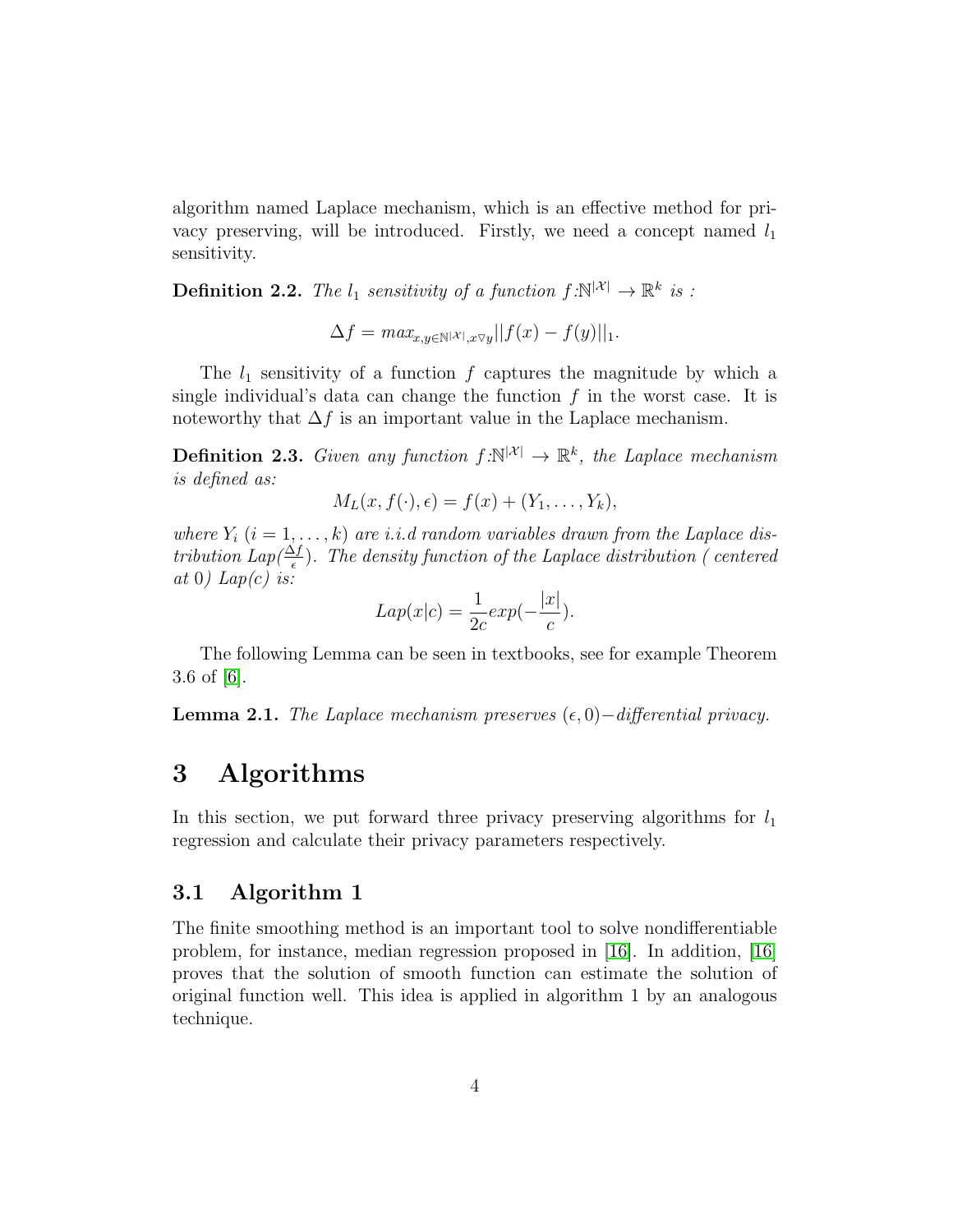algorithm named Laplace mechanism, which is an effective method for privacy preserving, will be introduced. Firstly, we need a concept named $l_1$ sensitivity.

**Definition 2.2.** *The $l_1$ sensitivity of a function $f$:$\mathbb{N}^{|\mathcal{X}|} \rightarrow \mathbb{R}^k$ is :*

$$\Delta f = max_{x,y \in \mathbb{N}^{|\mathcal{X}|}, x \triangledown y} ||f(x) - f(y)||_1.$$

The $l_1$ sensitivity of a function $f$ captures the magnitude by which a single individual's data can change the function $f$ in the worst case. It is noteworthy that $\Delta f$ is an important value in the Laplace mechanism.

**Definition 2.3.** *Given any function $f$:$\mathbb{N}^{|\mathcal{X}|} \rightarrow \mathbb{R}^k$, the Laplace mechanism is defined as:*

$$M_L(x, f(\cdot), \epsilon) = f(x) + (Y_1, \ldots, Y_k),$$

*where $Y_i$ ($i = 1, \ldots, k$) are i.i.d random variables drawn from the Laplace distribution Lap($\frac{\Delta f}{\epsilon}$). The density function of the Laplace distribution ( centered at 0) Lap(c) is:*

$$Lap(x|c) = \frac{1}{2c} exp(-\frac{|x|}{c}).$$

The following Lemma can be seen in textbooks, see for example Theorem 3.6 of [6].

**Lemma 2.1.** *The Laplace mechanism preserves $(\epsilon, 0)-$differential privacy.*

# 3 Algorithms

In this section, we put forward three privacy preserving algorithms for $l_1$ regression and calculate their privacy parameters respectively.

## 3.1 Algorithm 1

The finite smoothing method is an important tool to solve nondifferentiable problem, for instance, median regression proposed in [16]. In addition, [16] proves that the solution of smooth function can estimate the solution of original function well. This idea is applied in algorithm 1 by an analogous technique.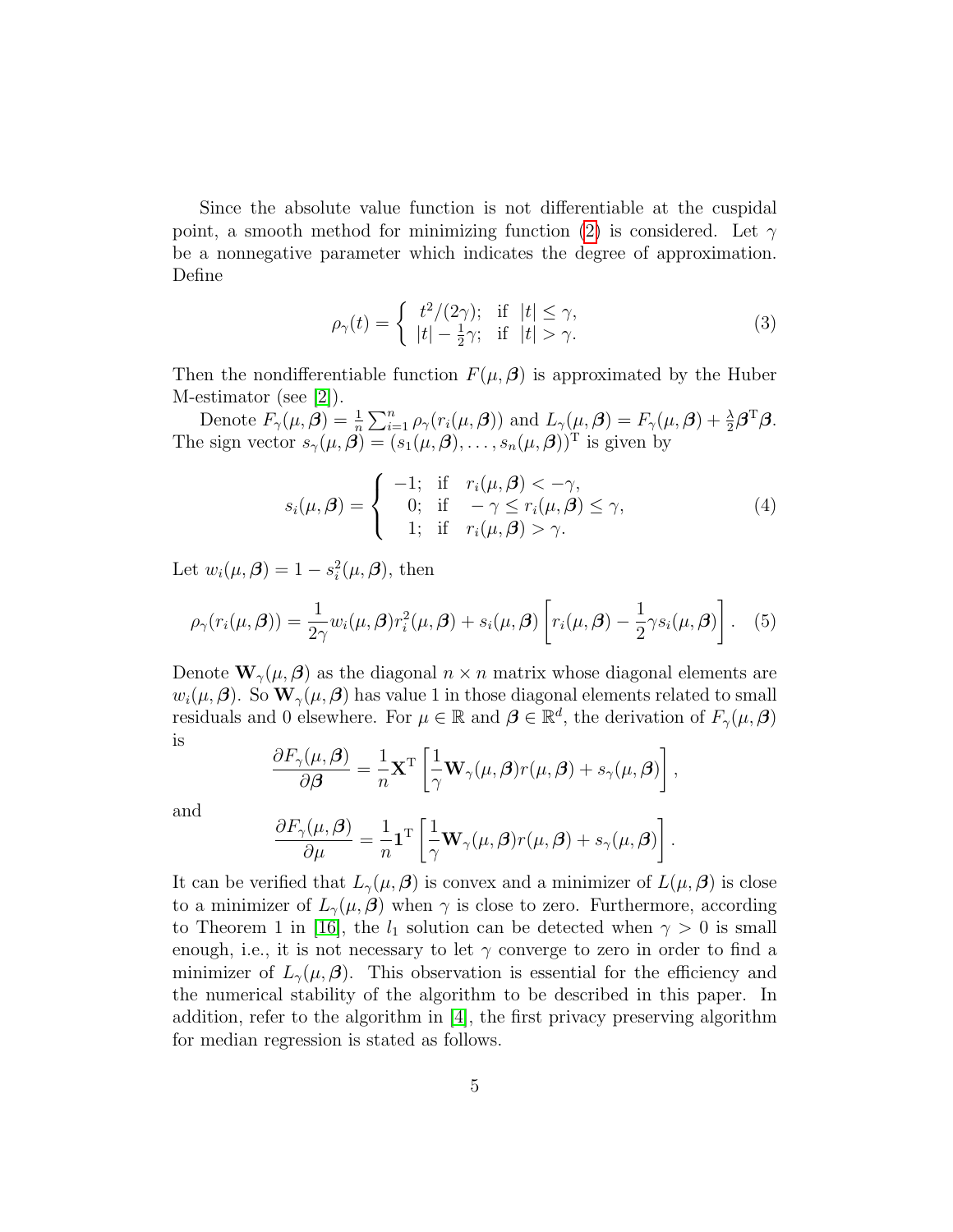Since the absolute value function is not differentiable at the cuspidal point, a smooth method for minimizing function (2) is considered. Let $\gamma$ be a nonnegative parameter which indicates the degree of approximation. Define

$$\rho_\gamma(t) = \begin{cases} t^2/(2\gamma); & \text{if } |t| \le \gamma, \\ |t| - \frac{1}{2}\gamma; & \text{if } |t| > \gamma. \end{cases} \tag{3}$$

Then the nondifferentiable function $F(\mu, \boldsymbol{\beta})$ is approximated by the Huber M-estimator (see [2]).

Denote $F_\gamma(\mu, \boldsymbol{\beta}) = \frac{1}{n}\sum_{i=1}^n \rho_\gamma(r_i(\mu, \boldsymbol{\beta}))$ and $L_\gamma(\mu, \boldsymbol{\beta}) = F_\gamma(\mu, \boldsymbol{\beta}) + \frac{\lambda}{2}\boldsymbol{\beta}^{\mathrm{T}}\boldsymbol{\beta}$. The sign vector $s_\gamma(\mu, \boldsymbol{\beta}) = (s_1(\mu, \boldsymbol{\beta}), \ldots, s_n(\mu, \boldsymbol{\beta}))^{\mathrm{T}}$ is given by

$$s_i(\mu, \boldsymbol{\beta}) = \begin{cases} -1; & \text{if } \quad r_i(\mu, \boldsymbol{\beta}) < -\gamma, \\ \phantom{-}0; & \text{if } \quad -\gamma \le r_i(\mu, \boldsymbol{\beta}) \le \gamma, \\ \phantom{-}1; & \text{if } \quad r_i(\mu, \boldsymbol{\beta}) > \gamma. \end{cases} \tag{4}$$

Let $w_i(\mu, \boldsymbol{\beta}) = 1 - s_i^2(\mu, \boldsymbol{\beta})$, then

$$\rho_\gamma(r_i(\mu, \boldsymbol{\beta})) = \frac{1}{2\gamma} w_i(\mu, \boldsymbol{\beta}) r_i^2(\mu, \boldsymbol{\beta}) + s_i(\mu, \boldsymbol{\beta}) \left[ r_i(\mu, \boldsymbol{\beta}) - \frac{1}{2}\gamma s_i(\mu, \boldsymbol{\beta}) \right]. \tag{5}$$

Denote $\mathbf{W}_\gamma(\mu, \boldsymbol{\beta})$ as the diagonal $n \times n$ matrix whose diagonal elements are $w_i(\mu, \boldsymbol{\beta})$. So $\mathbf{W}_\gamma(\mu, \boldsymbol{\beta})$ has value 1 in those diagonal elements related to small residuals and 0 elsewhere. For $\mu \in \mathbb{R}$ and $\boldsymbol{\beta} \in \mathbb{R}^d$, the derivation of $F_\gamma(\mu, \boldsymbol{\beta})$ is

$$\frac{\partial F_\gamma(\mu, \boldsymbol{\beta})}{\partial \boldsymbol{\beta}} = \frac{1}{n}\mathbf{X}^{\mathrm{T}} \left[ \frac{1}{\gamma}\mathbf{W}_\gamma(\mu, \boldsymbol{\beta}) r(\mu, \boldsymbol{\beta}) + s_\gamma(\mu, \boldsymbol{\beta}) \right],$$

and

$$\frac{\partial F_\gamma(\mu, \boldsymbol{\beta})}{\partial \mu} = \frac{1}{n}\mathbf{1}^{\mathrm{T}} \left[ \frac{1}{\gamma}\mathbf{W}_\gamma(\mu, \boldsymbol{\beta}) r(\mu, \boldsymbol{\beta}) + s_\gamma(\mu, \boldsymbol{\beta}) \right].$$

It can be verified that $L_\gamma(\mu, \boldsymbol{\beta})$ is convex and a minimizer of $L(\mu, \boldsymbol{\beta})$ is close to a minimizer of $L_\gamma(\mu, \boldsymbol{\beta})$ when $\gamma$ is close to zero. Furthermore, according to Theorem 1 in [16], the $l_1$ solution can be detected when $\gamma > 0$ is small enough, i.e., it is not necessary to let $\gamma$ converge to zero in order to find a minimizer of $L_\gamma(\mu, \boldsymbol{\beta})$. This observation is essential for the efficiency and the numerical stability of the algorithm to be described in this paper. In addition, refer to the algorithm in [4], the first privacy preserving algorithm for median regression is stated as follows.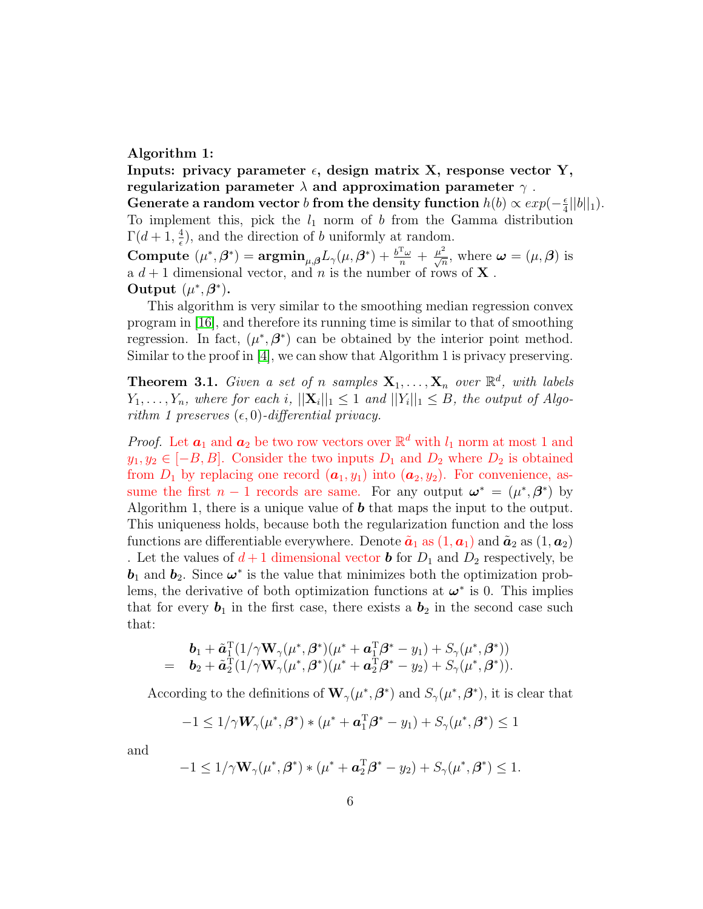**Algorithm 1:**

**Inputs: privacy parameter $\epsilon$, design matrix $\mathbf{X}$, response vector $\mathbf{Y}$, regularization parameter $\lambda$ and approximation parameter $\gamma$ .**

**Generate a random vector $b$ from the density function** $h(b) \propto exp(-\frac{\epsilon}{4}||b||_1)$. To implement this, pick the $l_1$ norm of $b$ from the Gamma distribution $\Gamma(d+1, \frac{4}{\epsilon})$, and the direction of $b$ uniformly at random.

**Compute** $(\mu^*, \boldsymbol{\beta}^*) = \mathbf{argmin}_{\mu,\boldsymbol{\beta}} L_\gamma(\mu, \boldsymbol{\beta}^*) + \frac{b^{\mathrm{T}}\omega}{n} + \frac{\mu^2}{\sqrt{n}}$, where $\boldsymbol{\omega} = (\mu, \boldsymbol{\beta})$ is a $d+1$ dimensional vector, and $n$ is the number of rows of $\mathbf{X}$ .

**Output** $(\mu^*, \boldsymbol{\beta}^*)$**.**

This algorithm is very similar to the smoothing median regression convex program in [16], and therefore its running time is similar to that of smoothing regression. In fact, $(\mu^*, \boldsymbol{\beta}^*)$ can be obtained by the interior point method. Similar to the proof in [4], we can show that Algorithm 1 is privacy preserving.

**Theorem 3.1.** *Given a set of $n$ samples $\mathbf{X}_1, \ldots, \mathbf{X}_n$ over $\mathbb{R}^d$, with labels $Y_1, \ldots, Y_n$, where for each $i$, $||\mathbf{X}_i||_1 \le 1$ and $||Y_i||_1 \le B$, the output of Algorithm 1 preserves $(\epsilon, 0)$-differential privacy.*

*Proof.* Let $\boldsymbol{a}_1$ and $\boldsymbol{a}_2$ be two row vectors over $\mathbb{R}^d$ with $l_1$ norm at most 1 and $y_1, y_2 \in [-B, B]$. Consider the two inputs $D_1$ and $D_2$ where $D_2$ is obtained from $D_1$ by replacing one record $(\boldsymbol{a}_1, y_1)$ into $(\boldsymbol{a}_2, y_2)$. For convenience, assume the first $n-1$ records are same. For any output $\boldsymbol{\omega}^* = (\mu^*, \boldsymbol{\beta}^*)$ by Algorithm 1, there is a unique value of $\boldsymbol{b}$ that maps the input to the output. This uniqueness holds, because both the regularization function and the loss functions are differentiable everywhere. Denote $\tilde{\boldsymbol{a}}_1$ as $(1, \boldsymbol{a}_1)$ and $\tilde{\boldsymbol{a}}_2$ as $(1, \boldsymbol{a}_2)$ . Let the values of $d+1$ dimensional vector $\boldsymbol{b}$ for $D_1$ and $D_2$ respectively, be $\boldsymbol{b}_1$ and $\boldsymbol{b}_2$. Since $\boldsymbol{\omega}^*$ is the value that minimizes both the optimization problems, the derivative of both optimization functions at $\boldsymbol{\omega}^*$ is 0. This implies that for every $\boldsymbol{b}_1$ in the first case, there exists a $\boldsymbol{b}_2$ in the second case such that:

$$
\begin{aligned}
& \boldsymbol{b}_1 + \tilde{\boldsymbol{a}}_1^{\mathrm{T}}(1/\gamma \mathbf{W}_\gamma(\mu^*, \boldsymbol{\beta}^*)(\mu^* + \boldsymbol{a}_1^{\mathrm{T}}\boldsymbol{\beta}^* - y_1) + S_\gamma(\mu^*, \boldsymbol{\beta}^*)) \\
= \quad & \boldsymbol{b}_2 + \tilde{\boldsymbol{a}}_2^{\mathrm{T}}(1/\gamma \mathbf{W}_\gamma(\mu^*, \boldsymbol{\beta}^*)(\mu^* + \boldsymbol{a}_2^{\mathrm{T}}\boldsymbol{\beta}^* - y_2) + S_\gamma(\mu^*, \boldsymbol{\beta}^*)).
\end{aligned}
$$

According to the definitions of $\mathbf{W}_\gamma(\mu^*, \boldsymbol{\beta}^*)$ and $S_\gamma(\mu^*, \boldsymbol{\beta}^*)$, it is clear that

$$
-1 \le 1/\gamma \boldsymbol{W}_\gamma(\mu^*, \boldsymbol{\beta}^*) * (\mu^* + \boldsymbol{a}_1^{\mathrm{T}}\boldsymbol{\beta}^* - y_1) + S_\gamma(\mu^*, \boldsymbol{\beta}^*) \le 1
$$

and

$$
-1 \le 1/\gamma \mathbf{W}_\gamma(\mu^*, \boldsymbol{\beta}^*) * (\mu^* + \boldsymbol{a}_2^{\mathrm{T}}\boldsymbol{\beta}^* - y_2) + S_\gamma(\mu^*, \boldsymbol{\beta}^*) \le 1.
$$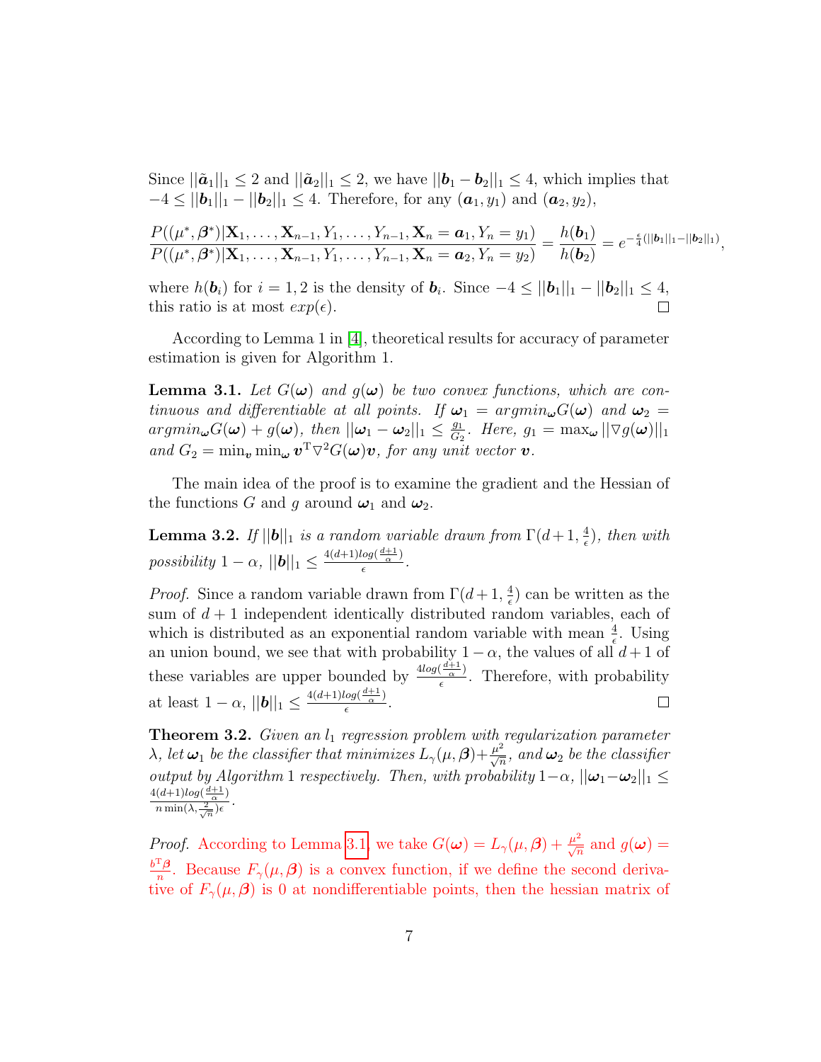Since $||\tilde{\boldsymbol{a}}_1||_1 \leq 2$ and $||\tilde{\boldsymbol{a}}_2||_1 \leq 2$, we have $||\boldsymbol{b}_1 - \boldsymbol{b}_2||_1 \leq 4$, which implies that $-4 \leq ||\boldsymbol{b}_1||_1 - ||\boldsymbol{b}_2||_1 \leq 4$. Therefore, for any $(\boldsymbol{a}_1, y_1)$ and $(\boldsymbol{a}_2, y_2)$,

$$\frac{P((\mu^*, \boldsymbol{\beta}^*)|\mathbf{X}_1, \ldots, \mathbf{X}_{n-1}, Y_1, \ldots, Y_{n-1}, \mathbf{X}_n = \boldsymbol{a}_1, Y_n = y_1)}{P((\mu^*, \boldsymbol{\beta}^*)|\mathbf{X}_1, \ldots, \mathbf{X}_{n-1}, Y_1, \ldots, Y_{n-1}, \mathbf{X}_n = \boldsymbol{a}_2, Y_n = y_2)} = \frac{h(\boldsymbol{b}_1)}{h(\boldsymbol{b}_2)} = e^{-\frac{\epsilon}{4}(||\boldsymbol{b}_1||_1 - ||\boldsymbol{b}_2||_1)},$$

where $h(\boldsymbol{b}_i)$ for $i = 1, 2$ is the density of $\boldsymbol{b}_i$. Since $-4 \leq ||\boldsymbol{b}_1||_1 - ||\boldsymbol{b}_2||_1 \leq 4$, this ratio is at most $exp(\epsilon)$. ∎

According to Lemma 1 in [4], theoretical results for accuracy of parameter estimation is given for Algorithm 1.

**Lemma 3.1.** *Let $G(\boldsymbol{\omega})$ and $g(\boldsymbol{\omega})$ be two convex functions, which are continuous and differentiable at all points. If $\boldsymbol{\omega}_1 = argmin_{\boldsymbol{\omega}} G(\boldsymbol{\omega})$ and $\boldsymbol{\omega}_2 = argmin_{\boldsymbol{\omega}} G(\boldsymbol{\omega}) + g(\boldsymbol{\omega})$, then $||\boldsymbol{\omega}_1 - \boldsymbol{\omega}_2||_1 \leq \frac{g_1}{G_2}$. Here, $g_1 = \max_{\boldsymbol{\omega}} ||\nabla g(\boldsymbol{\omega})||_1$ and $G_2 = \min_{\boldsymbol{v}} \min_{\boldsymbol{\omega}} \boldsymbol{v}^{\mathrm{T}} \nabla^2 G(\boldsymbol{\omega}) \boldsymbol{v}$, for any unit vector $\boldsymbol{v}$.*

The main idea of the proof is to examine the gradient and the Hessian of the functions $G$ and $g$ around $\boldsymbol{\omega}_1$ and $\boldsymbol{\omega}_2$.

**Lemma 3.2.** *If $||\boldsymbol{b}||_1$ is a random variable drawn from $\Gamma(d+1, \frac{4}{\epsilon})$, then with possibility $1 - \alpha$, $||\boldsymbol{b}||_1 \leq \frac{4(d+1)log(\frac{d+1}{\alpha})}{\epsilon}$.*

*Proof.* Since a random variable drawn from $\Gamma(d+1, \frac{4}{\epsilon})$ can be written as the sum of $d+1$ independent identically distributed random variables, each of which is distributed as an exponential random variable with mean $\frac{4}{\epsilon}$. Using an union bound, we see that with probability $1 - \alpha$, the values of all $d+1$ of these variables are upper bounded by $\frac{4log(\frac{d+1}{\alpha})}{\epsilon}$. Therefore, with probability at least $1 - \alpha$, $||\boldsymbol{b}||_1 \leq \frac{4(d+1)log(\frac{d+1}{\alpha})}{\epsilon}$. ∎

**Theorem 3.2.** *Given an $l_1$ regression problem with regularization parameter $\lambda$, let $\boldsymbol{\omega}_1$ be the classifier that minimizes $L_\gamma(\mu, \boldsymbol{\beta}) + \frac{\mu^2}{\sqrt{n}}$, and $\boldsymbol{\omega}_2$ be the classifier output by Algorithm 1 respectively. Then, with probability $1-\alpha$, $||\boldsymbol{\omega}_1 - \boldsymbol{\omega}_2||_1 \leq \frac{4(d+1)log(\frac{d+1}{\alpha})}{n \min(\lambda, \frac{2}{\sqrt{n}})\epsilon}$.*

*Proof.* According to Lemma 3.1, we take $G(\boldsymbol{\omega}) = L_\gamma(\mu, \boldsymbol{\beta}) + \frac{\mu^2}{\sqrt{n}}$ and $g(\boldsymbol{\omega}) = \frac{b^{\mathrm{T}}\boldsymbol{\beta}}{n}$. Because $F_\gamma(\mu, \boldsymbol{\beta})$ is a convex function, if we define the second derivative of $F_\gamma(\mu, \boldsymbol{\beta})$ is 0 at nondifferentiable points, then the hessian matrix of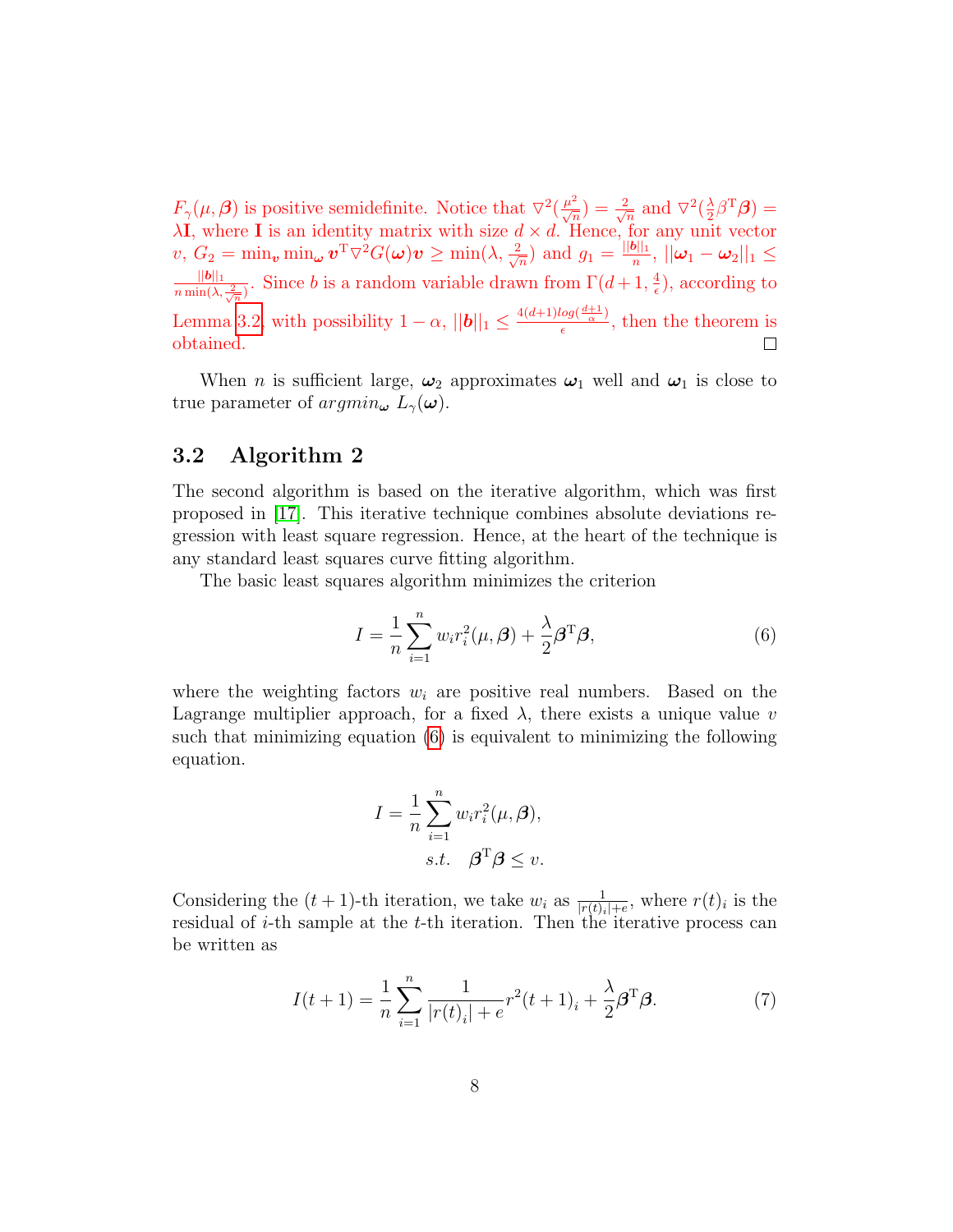$F_\gamma(\mu, \boldsymbol{\beta})$ is positive semidefinite. Notice that $\nabla^2(\frac{\mu^2}{\sqrt{n}}) = \frac{2}{\sqrt{n}}$ and $\nabla^2(\frac{\lambda}{2}\beta^{\mathrm{T}}\boldsymbol{\beta}) = \lambda\mathbf{I}$, where $\mathbf{I}$ is an identity matrix with size $d \times d$. Hence, for any unit vector $v$, $G_2 = \min_{\boldsymbol{v}} \min_{\boldsymbol{\omega}} \boldsymbol{v}^{\mathrm{T}} \nabla^2 G(\boldsymbol{\omega}) \boldsymbol{v} \geq \min(\lambda, \frac{2}{\sqrt{n}})$ and $g_1 = \frac{||\boldsymbol{b}||_1}{n}$, $||\boldsymbol{\omega}_1 - \boldsymbol{\omega}_2||_1 \leq \frac{||\boldsymbol{b}||_1}{n \min(\lambda, \frac{2}{\sqrt{n}})}$. Since $b$ is a random variable drawn from $\Gamma(d+1, \frac{4}{\epsilon})$, according to Lemma 3.2, with possibility $1-\alpha$, $||\boldsymbol{b}||_1 \leq \frac{4(d+1)log(\frac{d+1}{\alpha})}{\epsilon}$, then the theorem is obtained. □

When $n$ is sufficient large, $\boldsymbol{\omega}_2$ approximates $\boldsymbol{\omega}_1$ well and $\boldsymbol{\omega}_1$ is close to true parameter of $argmin_{\boldsymbol{\omega}} \ L_\gamma(\boldsymbol{\omega})$.

### 3.2 Algorithm 2

The second algorithm is based on the iterative algorithm, which was first proposed in [17]. This iterative technique combines absolute deviations regression with least square regression. Hence, at the heart of the technique is any standard least squares curve fitting algorithm.

The basic least squares algorithm minimizes the criterion

$$I = \frac{1}{n}\sum_{i=1}^{n} w_i r_i^2(\mu, \boldsymbol{\beta}) + \frac{\lambda}{2}\boldsymbol{\beta}^{\mathrm{T}}\boldsymbol{\beta}, \tag{6}$$

where the weighting factors $w_i$ are positive real numbers. Based on the Lagrange multiplier approach, for a fixed $\lambda$, there exists a unique value $v$ such that minimizing equation (6) is equivalent to minimizing the following equation.

$$I = \frac{1}{n}\sum_{i=1}^{n} w_i r_i^2(\mu, \boldsymbol{\beta}),$$
$$s.t. \quad \boldsymbol{\beta}^{\mathrm{T}}\boldsymbol{\beta} \leq v.$$

Considering the $(t+1)$-th iteration, we take $w_i$ as $\frac{1}{|r(t)_i|+e}$, where $r(t)_i$ is the residual of $i$-th sample at the $t$-th iteration. Then the iterative process can be written as

$$I(t+1) = \frac{1}{n}\sum_{i=1}^{n} \frac{1}{|r(t)_i| + e} r^2(t+1)_i + \frac{\lambda}{2}\boldsymbol{\beta}^{\mathrm{T}}\boldsymbol{\beta}. \tag{7}$$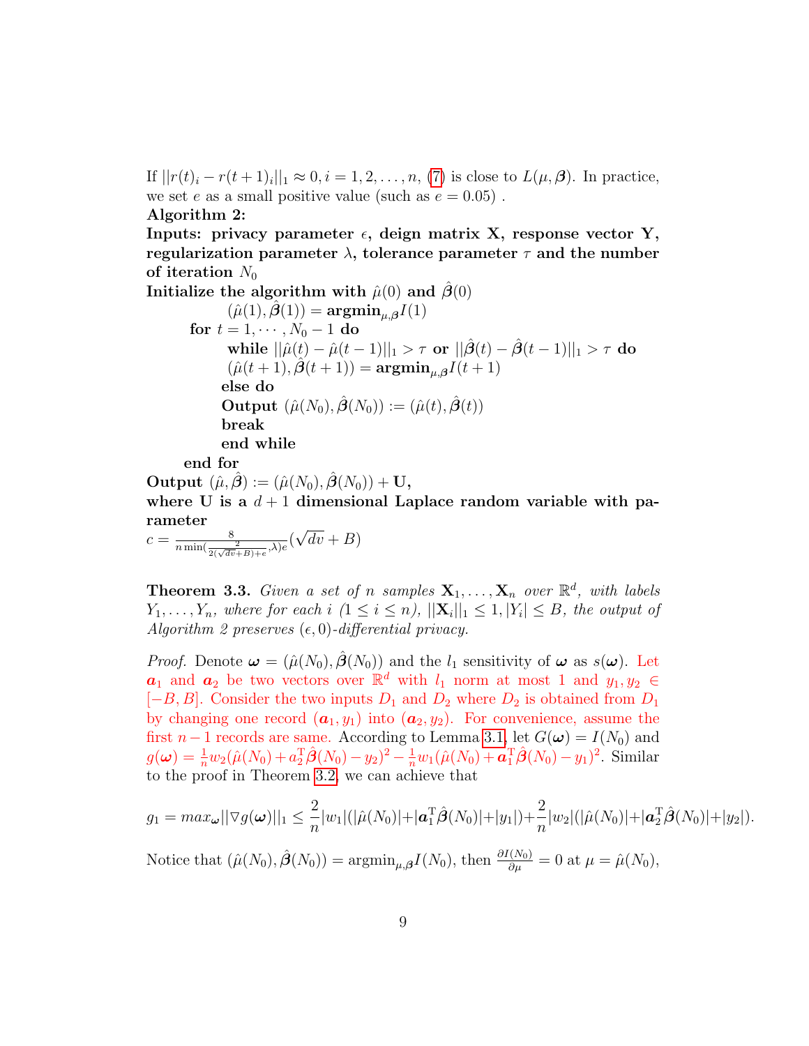If $||r(t)_i - r(t+1)_i||_1 \approx 0, i = 1, 2, \ldots, n$, (7) is close to $L(\mu, \boldsymbol{\beta})$. In practice, we set $e$ as a small positive value (such as $e = 0.05$) .

**Algorithm 2:**

**Inputs: privacy parameter $\epsilon$, deign matrix $\mathbf{X}$, response vector $\mathbf{Y}$, regularization parameter $\lambda$, tolerance parameter $\tau$ and the number of iteration $N_0$**

**Initialize the algorithm with $\hat{\mu}(0)$ and $\hat{\boldsymbol{\beta}}(0)$**

$(\hat{\mu}(1), \hat{\boldsymbol{\beta}}(1)) = \mathbf{argmin}_{\mu,\boldsymbol{\beta}} I(1)$

**for** $t = 1, \cdots, N_0 - 1$ **do**

**while** $||\hat{\mu}(t) - \hat{\mu}(t-1)||_1 > \tau$ **or** $||\hat{\boldsymbol{\beta}}(t) - \hat{\boldsymbol{\beta}}(t-1)||_1 > \tau$ **do**

$(\hat{\mu}(t+1), \hat{\boldsymbol{\beta}}(t+1)) = \mathbf{argmin}_{\mu,\boldsymbol{\beta}} I(t+1)$

**else do**

**Output** $(\hat{\mu}(N_0), \hat{\boldsymbol{\beta}}(N_0)) := (\hat{\mu}(t), \hat{\boldsymbol{\beta}}(t))$

**break**

**end while**

**end for**

**Output** $(\hat{\mu}, \hat{\boldsymbol{\beta}}) := (\hat{\mu}(N_0), \hat{\boldsymbol{\beta}}(N_0)) + \mathbf{U}$**,**

**where $\mathbf{U}$ is a $d+1$ dimensional Laplace random variable with parameter**

$c = \frac{8}{n \min(\frac{2}{2(\sqrt{dv}+B)+e}, \lambda) e}(\sqrt{dv} + B)$

**Theorem 3.3.** *Given a set of $n$ samples $\mathbf{X}_1, \ldots, \mathbf{X}_n$ over $\mathbb{R}^d$, with labels $Y_1, \ldots, Y_n$, where for each $i$ $(1 \le i \le n)$, $||\mathbf{X}_i||_1 \le 1, |Y_i| \le B$, the output of Algorithm 2 preserves $(\epsilon, 0)$-differential privacy.*

*Proof.* Denote $\boldsymbol{\omega} = (\hat{\mu}(N_0), \hat{\boldsymbol{\beta}}(N_0))$ and the $l_1$ sensitivity of $\boldsymbol{\omega}$ as $s(\boldsymbol{\omega})$. Let $\boldsymbol{a}_1$ and $\boldsymbol{a}_2$ be two vectors over $\mathbb{R}^d$ with $l_1$ norm at most 1 and $y_1, y_2 \in [-B, B]$. Consider the two inputs $D_1$ and $D_2$ where $D_2$ is obtained from $D_1$ by changing one record $(\boldsymbol{a}_1, y_1)$ into $(\boldsymbol{a}_2, y_2)$. For convenience, assume the first $n-1$ records are same. According to Lemma 3.1, let $G(\boldsymbol{\omega}) = I(N_0)$ and $g(\boldsymbol{\omega}) = \frac{1}{n} w_2(\hat{\mu}(N_0) + a_2^{\mathrm{T}} \hat{\boldsymbol{\beta}}(N_0) - y_2)^2 - \frac{1}{n} w_1(\hat{\mu}(N_0) + \boldsymbol{a}_1^{\mathrm{T}} \hat{\boldsymbol{\beta}}(N_0) - y_1)^2$. Similar to the proof in Theorem 3.2, we can achieve that

$$g_1 = max_{\boldsymbol{\omega}} ||\nabla g(\boldsymbol{\omega})||_1 \le \frac{2}{n}|w_1|(|\hat{\mu}(N_0)| + |\boldsymbol{a}_1^{\mathrm{T}} \hat{\boldsymbol{\beta}}(N_0)| + |y_1|) + \frac{2}{n}|w_2|(|\hat{\mu}(N_0)| + |\boldsymbol{a}_2^{\mathrm{T}} \hat{\boldsymbol{\beta}}(N_0)| + |y_2|).$$

Notice that $(\hat{\mu}(N_0), \hat{\boldsymbol{\beta}}(N_0)) = \mathrm{argmin}_{\mu,\boldsymbol{\beta}} I(N_0)$, then $\frac{\partial I(N_0)}{\partial \mu} = 0$ at $\mu = \hat{\mu}(N_0)$,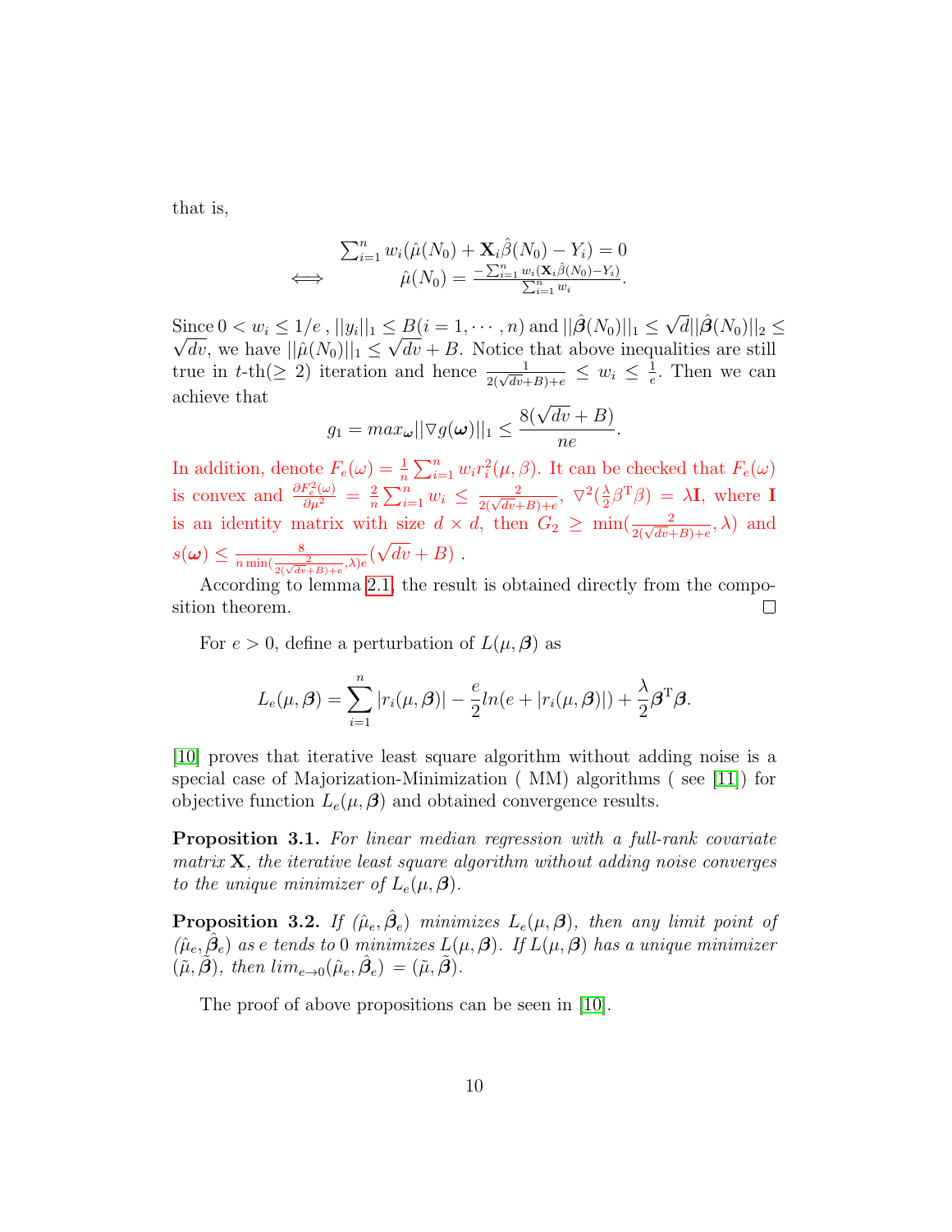that is,

$$
\begin{array}{rl}
& \sum_{i=1}^{n} w_i(\hat{\mu}(N_0) + \mathbf{X}_i\hat{\beta}(N_0) - Y_i) = 0 \\
\Longleftrightarrow & \hat{\mu}(N_0) = \frac{-\sum_{i=1}^{n} w_i(\mathbf{X}_i\hat{\beta}(N_0) - Y_i)}{\sum_{i=1}^{n} w_i}.
\end{array}
$$

Since $0 < w_i \leq 1/e$ , $||y_i||_1 \leq B(i = 1, \cdots, n)$ and $||\hat{\boldsymbol{\beta}}(N_0)||_1 \leq \sqrt{d}||\hat{\boldsymbol{\beta}}(N_0)||_2 \leq \sqrt{dv}$, we have $||\hat{\mu}(N_0)||_1 \leq \sqrt{dv} + B$. Notice that above inequalities are still true in $t$-th($\geq 2$) iteration and hence $\frac{1}{2(\sqrt{dv}+B)+e} \leq w_i \leq \frac{1}{e}$. Then we can achieve that

$$
g_1 = max_{\boldsymbol{\omega}}||\triangledown g(\boldsymbol{\omega})||_1 \leq \frac{8(\sqrt{dv} + B)}{ne}.
$$

In addition, denote $F_e(\omega) = \frac{1}{n}\sum_{i=1}^{n} w_i r_i^2(\mu, \beta)$. It can be checked that $F_e(\omega)$ is convex and $\frac{\partial F_e^2(\omega)}{\partial \mu^2} = \frac{2}{n}\sum_{i=1}^{n} w_i \leq \frac{2}{2(\sqrt{dv}+B)+e}$, $\nabla^2(\frac{\lambda}{2}\beta^{\mathrm{T}}\beta) = \lambda\mathbf{I}$, where $\mathbf{I}$ is an identity matrix with size $d \times d$, then $G_2 \geq \min(\frac{2}{2(\sqrt{dv}+B)+e}, \lambda)$ and $s(\boldsymbol{\omega}) \leq \frac{8}{n\min(\frac{2}{2(\sqrt{dv}+B)+e},\lambda)e}(\sqrt{dv} + B)$ .

According to lemma 2.1, the result is obtained directly from the composition theorem. $\square$

For $e > 0$, define a perturbation of $L(\mu, \boldsymbol{\beta})$ as

$$
L_e(\mu, \boldsymbol{\beta}) = \sum_{i=1}^{n} |r_i(\mu, \boldsymbol{\beta})| - \frac{e}{2} ln(e + |r_i(\mu, \boldsymbol{\beta})|) + \frac{\lambda}{2}\boldsymbol{\beta}^{\mathrm{T}}\boldsymbol{\beta}.
$$

[10] proves that iterative least square algorithm without adding noise is a special case of Majorization-Minimization ( MM) algorithms ( see [11]) for objective function $L_e(\mu, \boldsymbol{\beta})$ and obtained convergence results.

**Proposition 3.1.** *For linear median regression with a full-rank covariate matrix* $\mathbf{X}$*, the iterative least square algorithm without adding noise converges to the unique minimizer of* $L_e(\mu, \boldsymbol{\beta})$.

**Proposition 3.2.** *If* $(\hat{\mu}_e, \hat{\boldsymbol{\beta}}_e)$ *minimizes* $L_e(\mu, \boldsymbol{\beta})$*, then any limit point of* $(\hat{\mu}_e, \hat{\boldsymbol{\beta}}_e)$ *as e tends to* 0 *minimizes* $L(\mu, \boldsymbol{\beta})$*. If* $L(\mu, \boldsymbol{\beta})$ *has a unique minimizer* $(\tilde{\mu}, \tilde{\boldsymbol{\beta}})$*, then* $lim_{e\to 0}(\hat{\mu}_e, \hat{\boldsymbol{\beta}}_e) = (\tilde{\mu}, \tilde{\boldsymbol{\beta}})$.

The proof of above propositions can be seen in [10].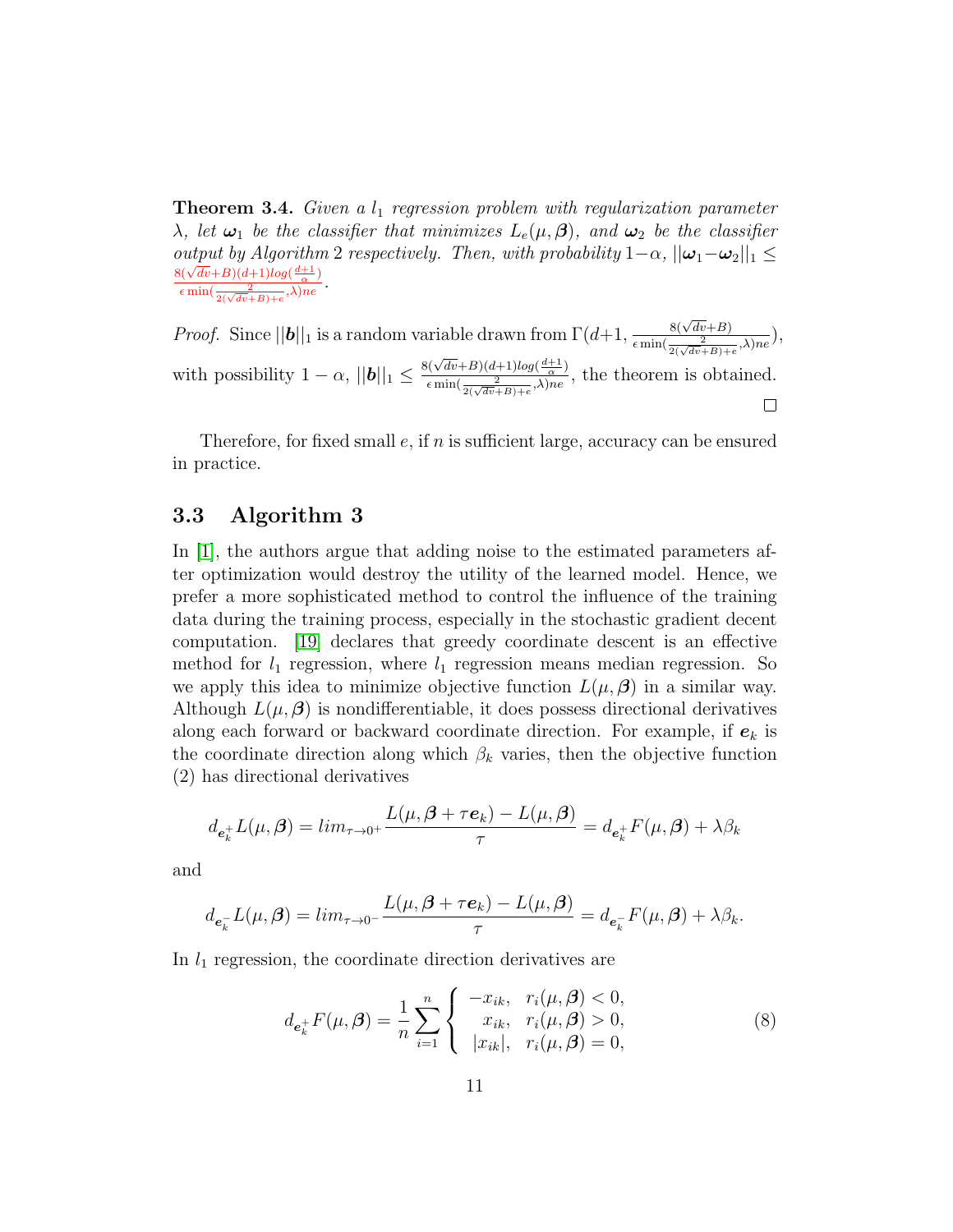**Theorem 3.4.** *Given a $l_1$ regression problem with regularization parameter $\lambda$, let $\boldsymbol{\omega}_1$ be the classifier that minimizes $L_e(\mu, \boldsymbol{\beta})$, and $\boldsymbol{\omega}_2$ be the classifier output by Algorithm 2 respectively. Then, with probability $1-\alpha$, $||\boldsymbol{\omega}_1 - \boldsymbol{\omega}_2||_1 \leq \frac{8(\sqrt{dv}+B)(d+1)log(\frac{d+1}{\alpha})}{\epsilon \min(\frac{2}{2(\sqrt{dv}+B)+e}, \lambda)ne}$.*

*Proof.* Since $||\boldsymbol{b}||_1$ is a random variable drawn from $\Gamma(d+1, \frac{8(\sqrt{dv}+B)}{\epsilon \min(\frac{2}{2(\sqrt{dv}+B)+e}, \lambda)ne})$, with possibility $1-\alpha$, $||\boldsymbol{b}||_1 \leq \frac{8(\sqrt{dv}+B)(d+1)log(\frac{d+1}{\alpha})}{\epsilon \min(\frac{2}{2(\sqrt{dv}+B)+e}, \lambda)ne}$, the theorem is obtained. □

Therefore, for fixed small $e$, if $n$ is sufficient large, accuracy can be ensured in practice.

## 3.3 Algorithm 3

In [1], the authors argue that adding noise to the estimated parameters after optimization would destroy the utility of the learned model. Hence, we prefer a more sophisticated method to control the influence of the training data during the training process, especially in the stochastic gradient decent computation. [19] declares that greedy coordinate descent is an effective method for $l_1$ regression, where $l_1$ regression means median regression. So we apply this idea to minimize objective function $L(\mu, \boldsymbol{\beta})$ in a similar way. Although $L(\mu, \boldsymbol{\beta})$ is nondifferentiable, it does possess directional derivatives along each forward or backward coordinate direction. For example, if $\boldsymbol{e}_k$ is the coordinate direction along which $\beta_k$ varies, then the objective function (2) has directional derivatives

$$d_{\boldsymbol{e}_k^+} L(\mu, \boldsymbol{\beta}) = lim_{\tau \to 0^+} \frac{L(\mu, \boldsymbol{\beta} + \tau \boldsymbol{e}_k) - L(\mu, \boldsymbol{\beta})}{\tau} = d_{\boldsymbol{e}_k^+} F(\mu, \boldsymbol{\beta}) + \lambda \beta_k$$

and

$$d_{\boldsymbol{e}_k^-} L(\mu, \boldsymbol{\beta}) = lim_{\tau \to 0^-} \frac{L(\mu, \boldsymbol{\beta} + \tau \boldsymbol{e}_k) - L(\mu, \boldsymbol{\beta})}{\tau} = d_{\boldsymbol{e}_k^-} F(\mu, \boldsymbol{\beta}) + \lambda \beta_k.$$

In $l_1$ regression, the coordinate direction derivatives are

$$d_{\boldsymbol{e}_k^+} F(\mu, \boldsymbol{\beta}) = \frac{1}{n} \sum_{i=1}^{n} \begin{cases} -x_{ik}, & r_i(\mu, \boldsymbol{\beta}) < 0, \\ x_{ik}, & r_i(\mu, \boldsymbol{\beta}) > 0, \\ |x_{ik}|, & r_i(\mu, \boldsymbol{\beta}) = 0, \end{cases} \tag{8}$$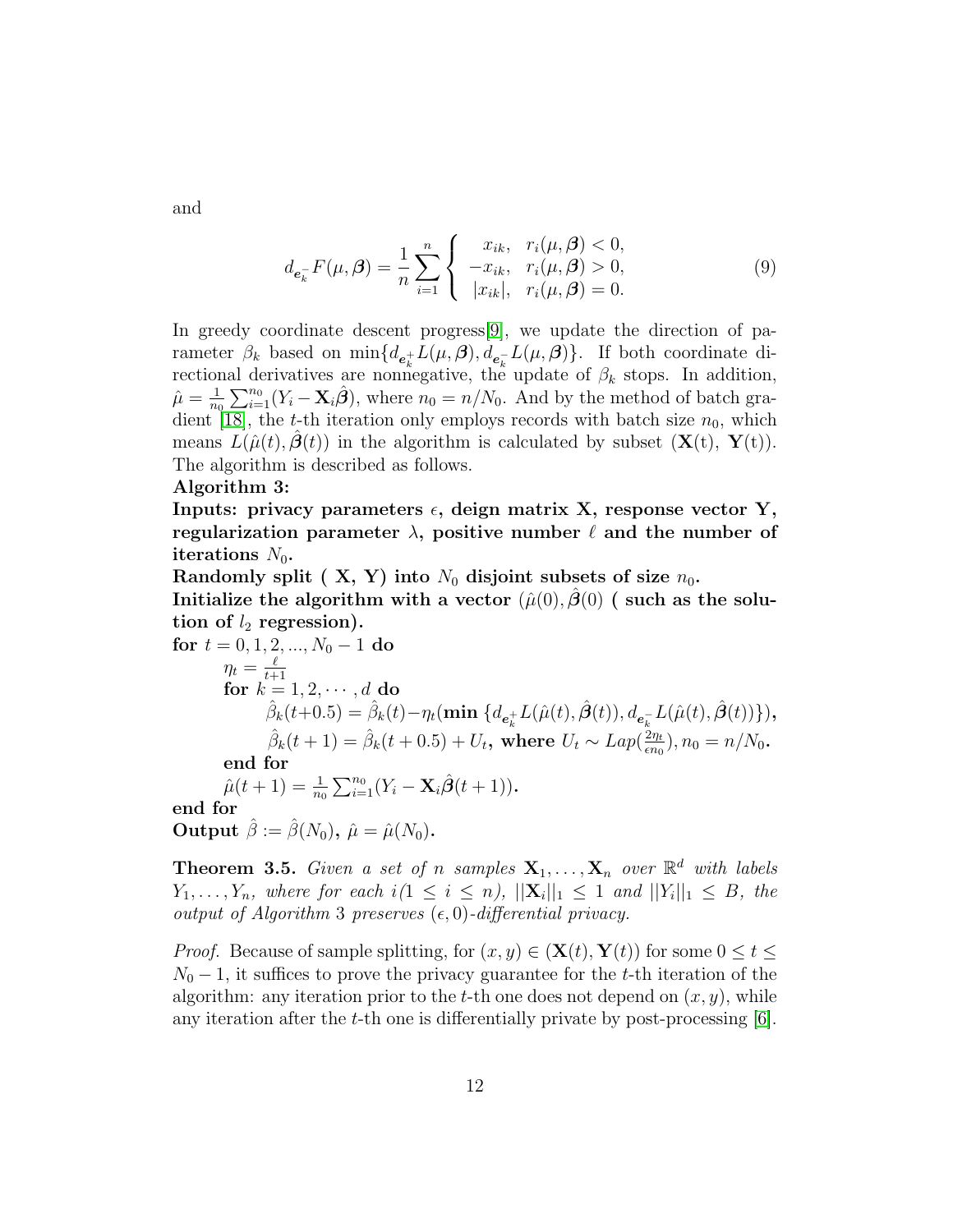and

$$d_{\boldsymbol{e}_k^-}F(\mu,\boldsymbol{\beta}) = \frac{1}{n}\sum_{i=1}^{n}\left\{\begin{array}{rl} x_{ik}, & r_i(\mu,\boldsymbol{\beta})<0, \\ -x_{ik}, & r_i(\mu,\boldsymbol{\beta})>0, \\ |x_{ik}|, & r_i(\mu,\boldsymbol{\beta})=0. \end{array}\right. \tag{9}$$

In greedy coordinate descent progress[9], we update the direction of parameter $\beta_k$ based on $\min\{d_{\boldsymbol{e}_k^+}L(\mu,\boldsymbol{\beta}), d_{\boldsymbol{e}_k^-}L(\mu,\boldsymbol{\beta})\}$. If both coordinate directional derivatives are nonnegative, the update of $\beta_k$ stops. In addition, $\hat{\mu} = \frac{1}{n_0}\sum_{i=1}^{n_0}(Y_i - \mathbf{X}_i\hat{\boldsymbol{\beta}})$, where $n_0 = n/N_0$. And by the method of batch gradient [18], the $t$-th iteration only employs records with batch size $n_0$, which means $L(\hat{\mu}(t),\hat{\boldsymbol{\beta}}(t))$ in the algorithm is calculated by subset ($\mathbf{X}$(t), $\mathbf{Y}$(t)). The algorithm is described as follows.

**Algorithm 3:**

**Inputs: privacy parameters $\epsilon$, deign matrix $\mathbf{X}$, response vector $\mathbf{Y}$, regularization parameter $\lambda$, positive number $\ell$ and the number of iterations $N_0$.**

**Randomly split ( $\mathbf{X}$, $\mathbf{Y}$) into $N_0$ disjoint subsets of size $n_0$.**

**Initialize the algorithm with a vector $(\hat{\mu}(0),\hat{\boldsymbol{\beta}}(0)$ ( such as the solution of $l_2$ regression).**

**for** $t = 0, 1, 2, ..., N_0 - 1$ **do**

  $\eta_t = \frac{\ell}{t+1}$

  **for** $k = 1, 2, \cdots, d$ **do**

    $\hat{\beta}_k(t+0.5) = \hat{\beta}_k(t) - \eta_t(\mathbf{min}\,\{d_{\boldsymbol{e}_k^+}L(\hat{\mu}(t),\hat{\boldsymbol{\beta}}(t)), d_{\boldsymbol{e}_k^-}L(\hat{\mu}(t),\hat{\boldsymbol{\beta}}(t))\})$**,**

    $\hat{\beta}_k(t+1) = \hat{\beta}_k(t+0.5) + U_t$**, where** $U_t \sim Lap(\frac{2\eta_t}{\epsilon n_0}), n_0 = n/N_0$**.**

  **end for**

  $\hat{\mu}(t+1) = \frac{1}{n_0}\sum_{i=1}^{n_0}(Y_i - \mathbf{X}_i\hat{\boldsymbol{\beta}}(t+1))$**.**

**end for**

**Output** $\hat{\beta} := \hat{\beta}(N_0)$**,** $\hat{\mu} = \hat{\mu}(N_0)$**.**

**Theorem 3.5.** *Given a set of $n$ samples $\mathbf{X}_1, \ldots, \mathbf{X}_n$ over $\mathbb{R}^d$ with labels $Y_1, \ldots, Y_n$, where for each $i (1 \le i \le n)$, $||\mathbf{X}_i||_1 \le 1$ and $||Y_i||_1 \le B$, the output of Algorithm 3 preserves $(\epsilon, 0)$-differential privacy.*

*Proof.* Because of sample splitting, for $(x, y) \in (\mathbf{X}(t), \mathbf{Y}(t))$ for some $0 \le t \le N_0 - 1$, it suffices to prove the privacy guarantee for the $t$-th iteration of the algorithm: any iteration prior to the $t$-th one does not depend on $(x, y)$, while any iteration after the $t$-th one is differentially private by post-processing [6].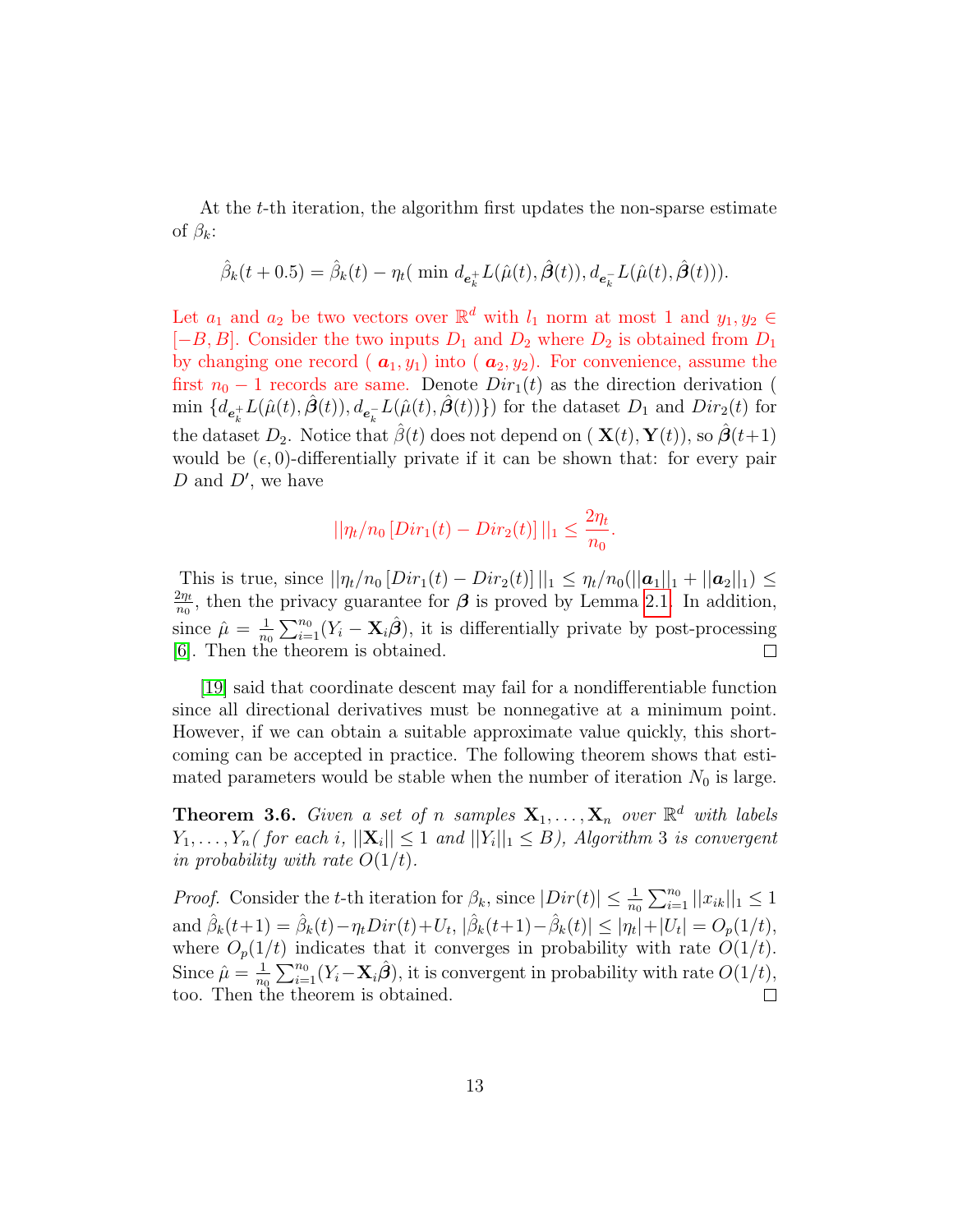At the $t$-th iteration, the algorithm first updates the non-sparse estimate of $\beta_k$:

$$\hat{\beta}_k(t+0.5) = \hat{\beta}_k(t) - \eta_t(\ \min\ d_{\boldsymbol{e}_k^+} L(\hat{\mu}(t), \hat{\boldsymbol{\beta}}(t)), d_{\boldsymbol{e}_k^-} L(\hat{\mu}(t), \hat{\boldsymbol{\beta}}(t))).$$

Let $a_1$ and $a_2$ be two vectors over $\mathbb{R}^d$ with $l_1$ norm at most 1 and $y_1, y_2 \in [-B, B]$. Consider the two inputs $D_1$ and $D_2$ where $D_2$ is obtained from $D_1$ by changing one record ( $\boldsymbol{a}_1, y_1$) into ( $\boldsymbol{a}_2, y_2$). For convenience, assume the first $n_0 - 1$ records are same. Denote $Dir_1(t)$ as the direction derivation ( min $\{d_{\boldsymbol{e}_k^+} L(\hat{\mu}(t), \hat{\boldsymbol{\beta}}(t)), d_{\boldsymbol{e}_k^-} L(\hat{\mu}(t), \hat{\boldsymbol{\beta}}(t))\}$) for the dataset $D_1$ and $Dir_2(t)$ for the dataset $D_2$. Notice that $\hat{\beta}(t)$ does not depend on ( $\mathbf{X}(t), \mathbf{Y}(t)$), so $\hat{\boldsymbol{\beta}}(t+1)$ would be $(\epsilon, 0)$-differentially private if it can be shown that: for every pair $D$ and $D'$, we have

$$||\eta_t/n_0\, [Dir_1(t) - Dir_2(t)]\, ||_1 \leq \frac{2\eta_t}{n_0}.$$

This is true, since $||\eta_t/n_0\, [Dir_1(t) - Dir_2(t)]\, ||_1 \leq \eta_t/n_0(||\boldsymbol{a}_1||_1 + ||\boldsymbol{a}_2||_1) \leq \frac{2\eta_t}{n_0}$, then the privacy guarantee for $\boldsymbol{\beta}$ is proved by Lemma 2.1. In addition, since $\hat{\mu} = \frac{1}{n_0}\sum_{i=1}^{n_0}(Y_i - \mathbf{X}_i\hat{\boldsymbol{\beta}})$, it is differentially private by post-processing [6]. Then the theorem is obtained. □

[19] said that coordinate descent may fail for a nondifferentiable function since all directional derivatives must be nonnegative at a minimum point. However, if we can obtain a suitable approximate value quickly, this shortcoming can be accepted in practice. The following theorem shows that estimated parameters would be stable when the number of iteration $N_0$ is large.

**Theorem 3.6.** *Given a set of $n$ samples $\mathbf{X}_1, \ldots, \mathbf{X}_n$ over $\mathbb{R}^d$ with labels $Y_1, \ldots, Y_n$( for each $i$, $||\mathbf{X}_i|| \leq 1$ and $||Y_i||_1 \leq B$), Algorithm 3 is convergent in probability with rate $O(1/t)$.*

*Proof.* Consider the $t$-th iteration for $\beta_k$, since $|Dir(t)| \leq \frac{1}{n_0}\sum_{i=1}^{n_0}||x_{ik}||_1 \leq 1$ and $\hat{\beta}_k(t+1) = \hat{\beta}_k(t) - \eta_t Dir(t) + U_t$, $|\hat{\beta}_k(t+1) - \hat{\beta}_k(t)| \leq |\eta_t| + |U_t| = O_p(1/t)$, where $O_p(1/t)$ indicates that it converges in probability with rate $O(1/t)$. Since $\hat{\mu} = \frac{1}{n_0}\sum_{i=1}^{n_0}(Y_i - \mathbf{X}_i\hat{\boldsymbol{\beta}})$, it is convergent in probability with rate $O(1/t)$, too. Then the theorem is obtained. □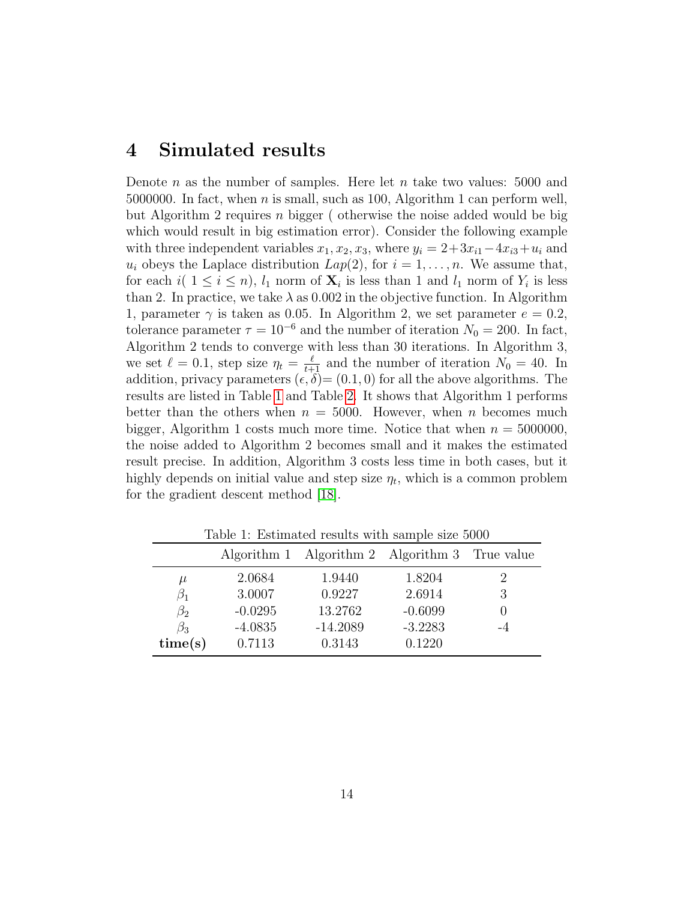## 4 Simulated results

Denote $n$ as the number of samples. Here let $n$ take two values: 5000 and 5000000. In fact, when $n$ is small, such as 100, Algorithm 1 can perform well, but Algorithm 2 requires $n$ bigger ( otherwise the noise added would be big which would result in big estimation error). Consider the following example with three independent variables $x_1, x_2, x_3$, where $y_i = 2+3x_{i1}-4x_{i3}+u_i$ and $u_i$ obeys the Laplace distribution $Lap(2)$, for $i = 1, \ldots, n$. We assume that, for each $i$( $1 \le i \le n$), $l_1$ norm of $\mathbf{X}_i$ is less than 1 and $l_1$ norm of $Y_i$ is less than 2. In practice, we take $\lambda$ as 0.002 in the objective function. In Algorithm 1, parameter $\gamma$ is taken as 0.05. In Algorithm 2, we set parameter $e = 0.2$, tolerance parameter $\tau = 10^{-6}$ and the number of iteration $N_0 = 200$. In fact, Algorithm 2 tends to converge with less than 30 iterations. In Algorithm 3, we set $\ell = 0.1$, step size $\eta_t = \frac{\ell}{t+1}$ and the number of iteration $N_0 = 40$. In addition, privacy parameters $(\epsilon, \delta)$= $(0.1, 0)$ for all the above algorithms. The results are listed in Table 1 and Table 2. It shows that Algorithm 1 performs better than the others when $n = 5000$. However, when $n$ becomes much bigger, Algorithm 1 costs much more time. Notice that when $n = 5000000$, the noise added to Algorithm 2 becomes small and it makes the estimated result precise. In addition, Algorithm 3 costs less time in both cases, but it highly depends on initial value and step size $\eta_t$, which is a common problem for the gradient descent method [18].

Table 1: Estimated results with sample size 5000

| | Algorithm 1 | Algorithm 2 | Algorithm 3 | True value |
|---|---|---|---|---|
| $\mu$ | 2.0684 | 1.9440 | 1.8204 | 2 |
| $\beta_1$ | 3.0007 | 0.9227 | 2.6914 | 3 |
| $\beta_2$ | -0.0295 | 13.2762 | -0.6099 | 0 |
| $\beta_3$ | -4.0835 | -14.2089 | -3.2283 | -4 |
| **time(s)** | 0.7113 | 0.3143 | 0.1220 | |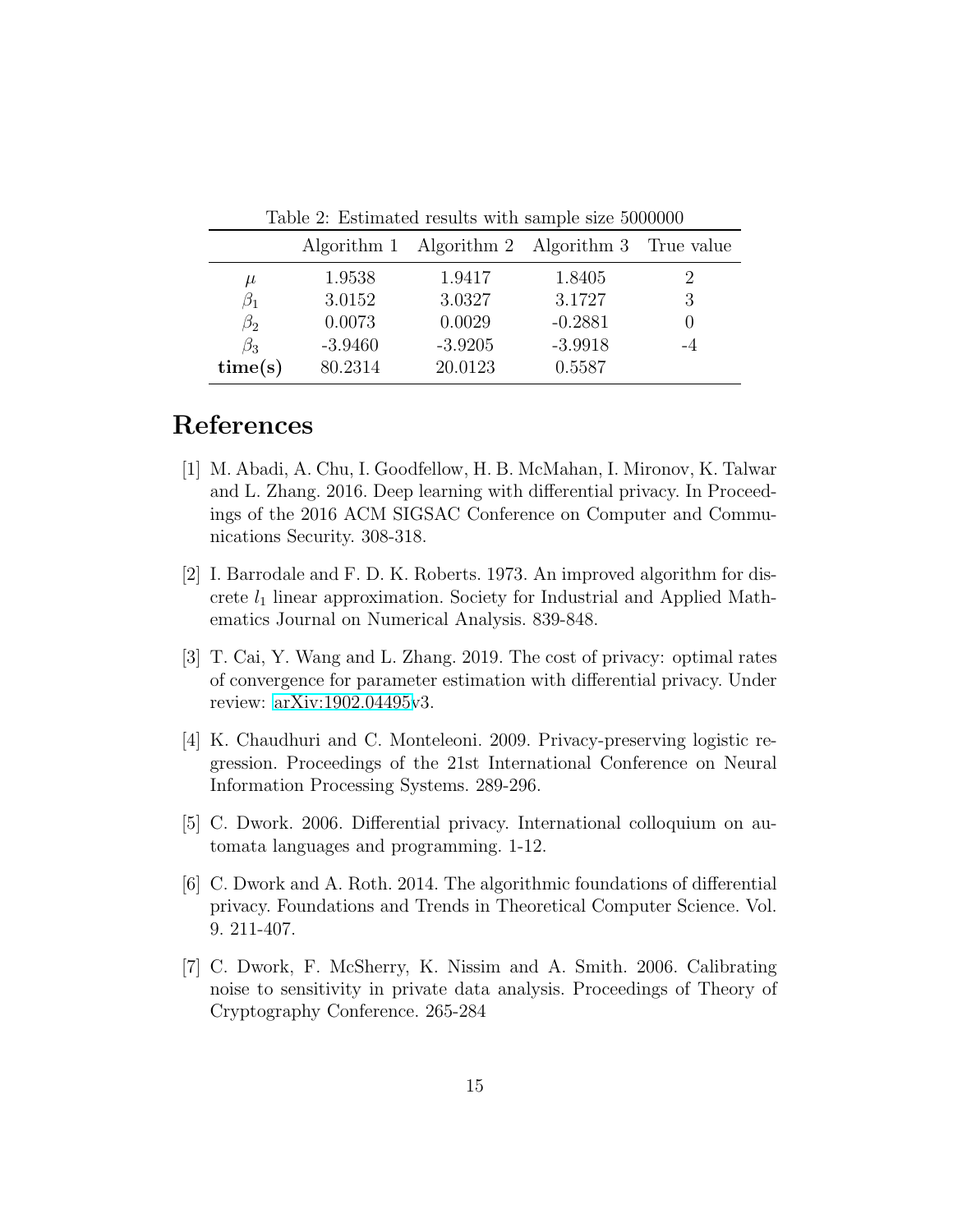Table 2: Estimated results with sample size 5000000

| | Algorithm 1 | Algorithm 2 | Algorithm 3 | True value |
|---|---|---|---|---|
| $\mu$ | 1.9538 | 1.9417 | 1.8405 | 2 |
| $\beta_1$ | 3.0152 | 3.0327 | 3.1727 | 3 |
| $\beta_2$ | 0.0073 | 0.0029 | -0.2881 | 0 |
| $\beta_3$ | -3.9460 | -3.9205 | -3.9918 | -4 |
| **time(s)** | 80.2314 | 20.0123 | 0.5587 | |

# References

[1] M. Abadi, A. Chu, I. Goodfellow, H. B. McMahan, I. Mironov, K. Talwar and L. Zhang. 2016. Deep learning with differential privacy. In Proceedings of the 2016 ACM SIGSAC Conference on Computer and Communications Security. 308-318.

[2] I. Barrodale and F. D. K. Roberts. 1973. An improved algorithm for discrete $l_1$ linear approximation. Society for Industrial and Applied Mathematics Journal on Numerical Analysis. 839-848.

[3] T. Cai, Y. Wang and L. Zhang. 2019. The cost of privacy: optimal rates of convergence for parameter estimation with differential privacy. Under review: arXiv:1902.04495v3.

[4] K. Chaudhuri and C. Monteleoni. 2009. Privacy-preserving logistic regression. Proceedings of the 21st International Conference on Neural Information Processing Systems. 289-296.

[5] C. Dwork. 2006. Differential privacy. International colloquium on automata languages and programming. 1-12.

[6] C. Dwork and A. Roth. 2014. The algorithmic foundations of differential privacy. Foundations and Trends in Theoretical Computer Science. Vol. 9. 211-407.

[7] C. Dwork, F. McSherry, K. Nissim and A. Smith. 2006. Calibrating noise to sensitivity in private data analysis. Proceedings of Theory of Cryptography Conference. 265-284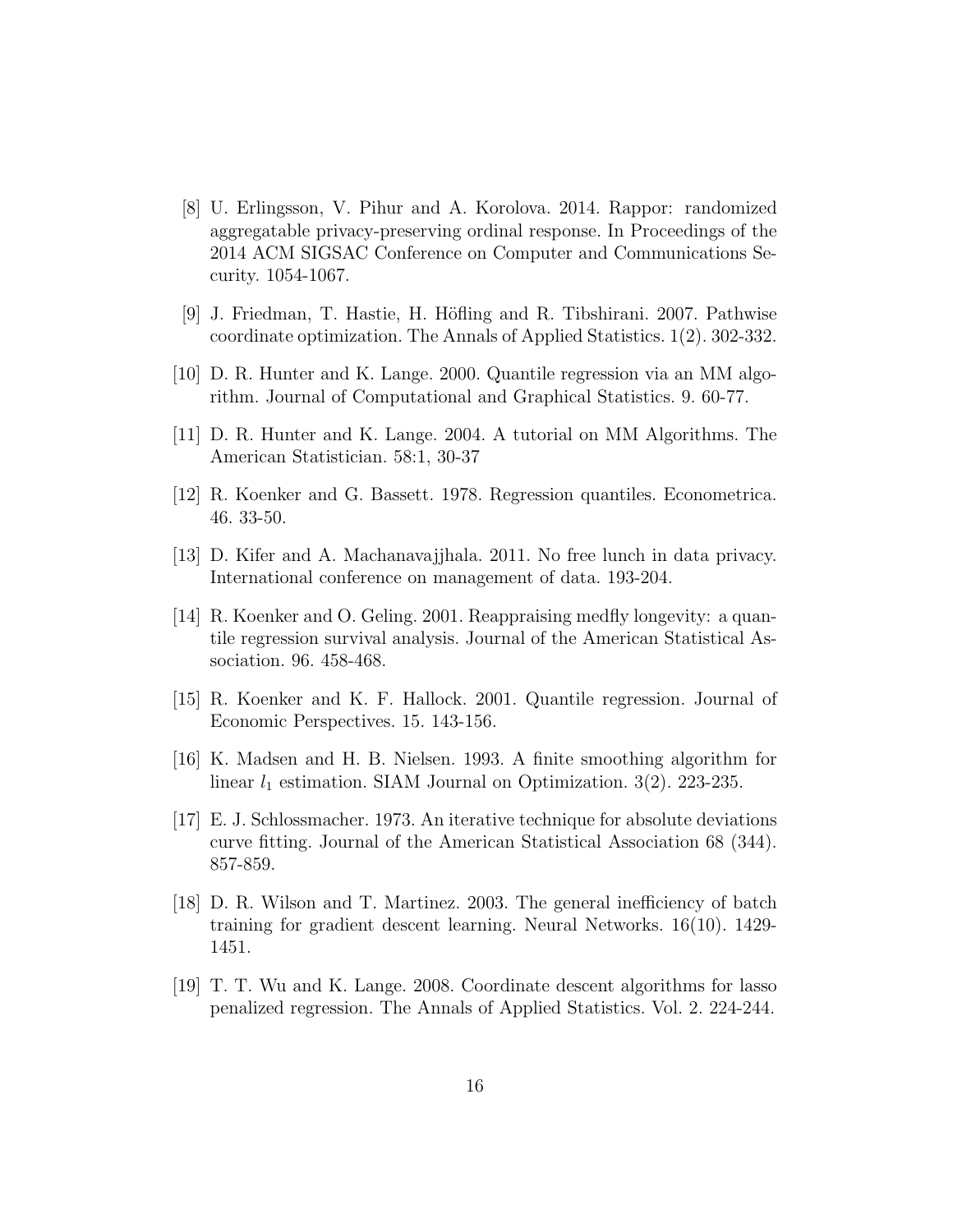[8] U. Erlingsson, V. Pihur and A. Korolova. 2014. Rappor: randomized aggregatable privacy-preserving ordinal response. In Proceedings of the 2014 ACM SIGSAC Conference on Computer and Communications Security. 1054-1067.

[9] J. Friedman, T. Hastie, H. Höfling and R. Tibshirani. 2007. Pathwise coordinate optimization. The Annals of Applied Statistics. 1(2). 302-332.

[10] D. R. Hunter and K. Lange. 2000. Quantile regression via an MM algorithm. Journal of Computational and Graphical Statistics. 9. 60-77.

[11] D. R. Hunter and K. Lange. 2004. A tutorial on MM Algorithms. The American Statistician. 58:1, 30-37

[12] R. Koenker and G. Bassett. 1978. Regression quantiles. Econometrica. 46. 33-50.

[13] D. Kifer and A. Machanavajjhala. 2011. No free lunch in data privacy. International conference on management of data. 193-204.

[14] R. Koenker and O. Geling. 2001. Reappraising medfly longevity: a quantile regression survival analysis. Journal of the American Statistical Association. 96. 458-468.

[15] R. Koenker and K. F. Hallock. 2001. Quantile regression. Journal of Economic Perspectives. 15. 143-156.

[16] K. Madsen and H. B. Nielsen. 1993. A finite smoothing algorithm for linear $l_1$ estimation. SIAM Journal on Optimization. 3(2). 223-235.

[17] E. J. Schlossmacher. 1973. An iterative technique for absolute deviations curve fitting. Journal of the American Statistical Association 68 (344). 857-859.

[18] D. R. Wilson and T. Martinez. 2003. The general inefficiency of batch training for gradient descent learning. Neural Networks. 16(10). 1429-1451.

[19] T. T. Wu and K. Lange. 2008. Coordinate descent algorithms for lasso penalized regression. The Annals of Applied Statistics. Vol. 2. 224-244.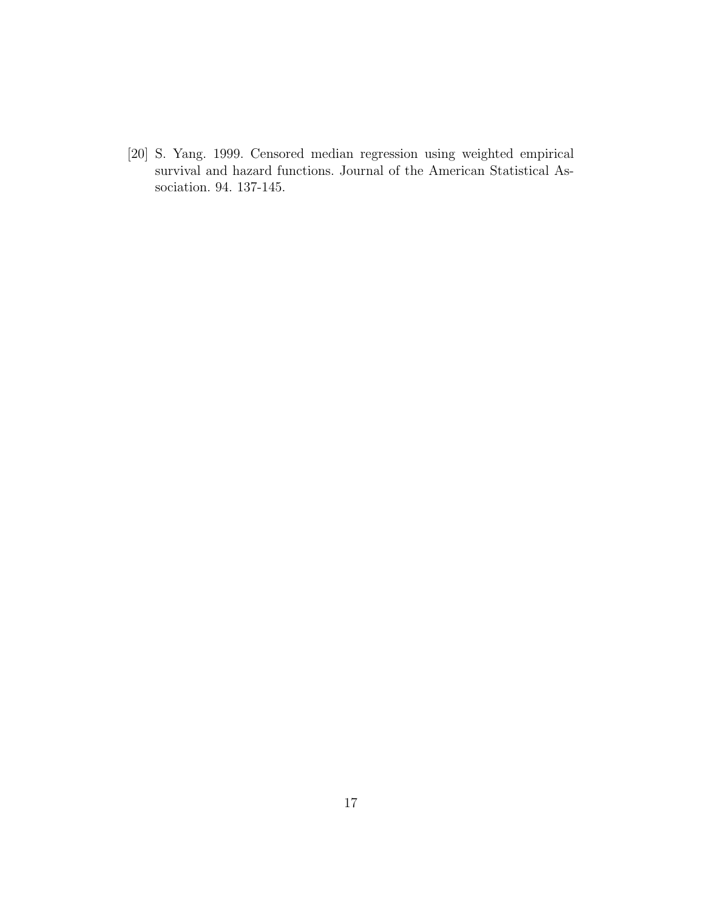[20] S. Yang. 1999. Censored median regression using weighted empirical survival and hazard functions. Journal of the American Statistical Association. 94. 137-145.